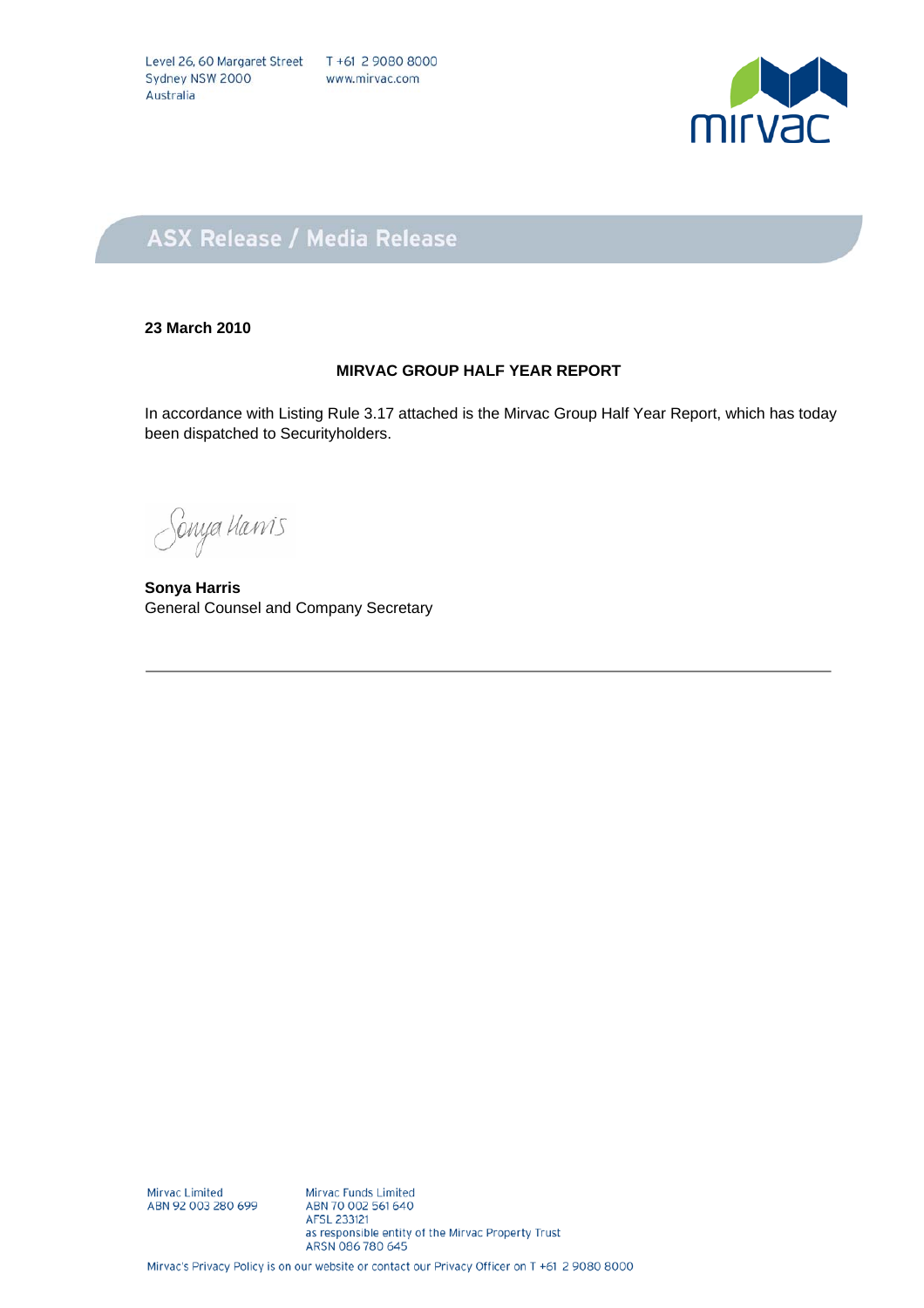Level 26, 60 Margaret Street
Sydney NSW 2000
Australia

T +61 2 9080 8000
www.mirvac.com

# ASX Release / Media Release

**23 March 2010**

**MIRVAC GROUP HALF YEAR REPORT**

In accordance with Listing Rule 3.17 attached is the Mirvac Group Half Year Report, which has today been dispatched to Securityholders.

Sonya Harris

**Sonya Harris**
General Counsel and Company Secretary

---

Mirvac Limited
ABN 92 003 280 699

Mirvac Funds Limited
ABN 70 002 561 640
AFSL 233121
as responsible entity of the Mirvac Property Trust
ARSN 086 780 645

Mirvac's Privacy Policy is on our website or contact our Privacy Officer on T +61 2 9080 8000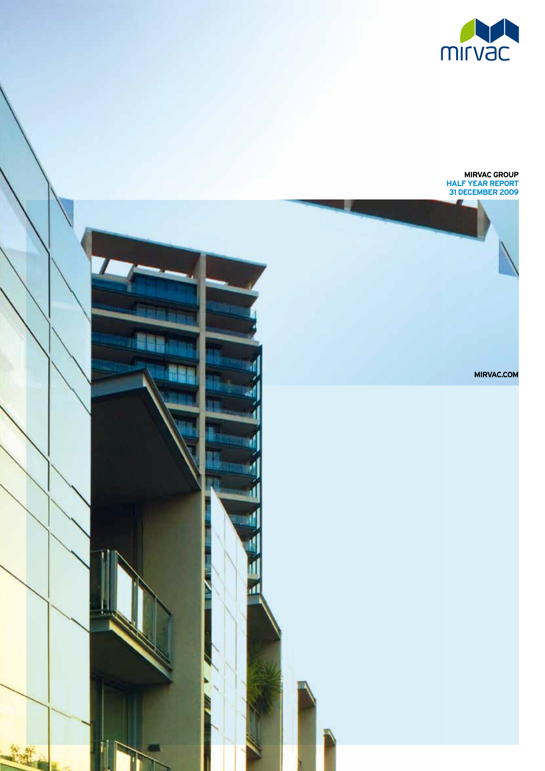mirvac

**MIRVAC GROUP**
**HALF YEAR REPORT**
**31 DECEMBER 2009**

**MIRVAC.COM**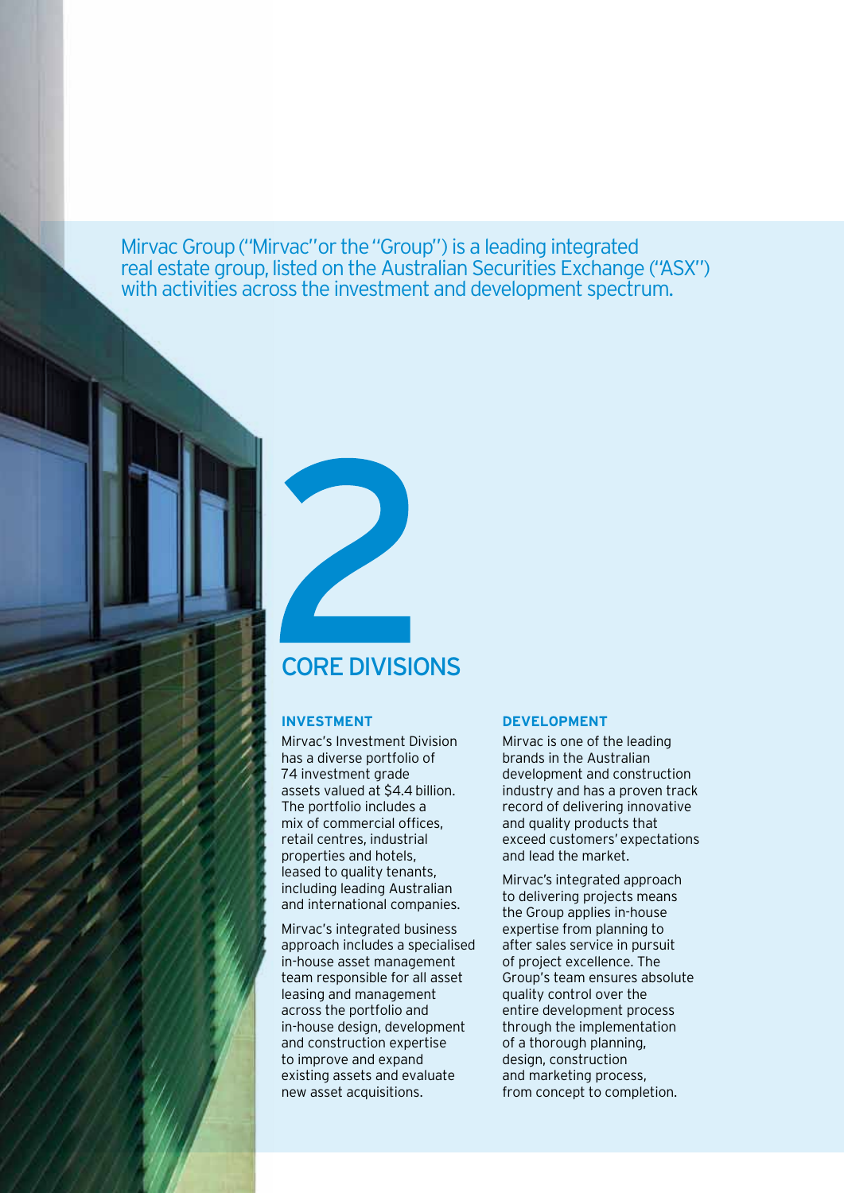Mirvac Group ("Mirvac" or the "Group") is a leading integrated real estate group, listed on the Australian Securities Exchange ("ASX") with activities across the investment and development spectrum.

# 2 CORE DIVISIONS

### INVESTMENT

Mirvac's Investment Division has a diverse portfolio of 74 investment grade assets valued at $4.4 billion. The portfolio includes a mix of commercial offices, retail centres, industrial properties and hotels, leased to quality tenants, including leading Australian and international companies.

Mirvac's integrated business approach includes a specialised in-house asset management team responsible for all asset leasing and management across the portfolio and in-house design, development and construction expertise to improve and expand existing assets and evaluate new asset acquisitions.

### DEVELOPMENT

Mirvac is one of the leading brands in the Australian development and construction industry and has a proven track record of delivering innovative and quality products that exceed customers' expectations and lead the market.

Mirvac's integrated approach to delivering projects means the Group applies in-house expertise from planning to after sales service in pursuit of project excellence. The Group's team ensures absolute quality control over the entire development process through the implementation of a thorough planning, design, construction and marketing process, from concept to completion.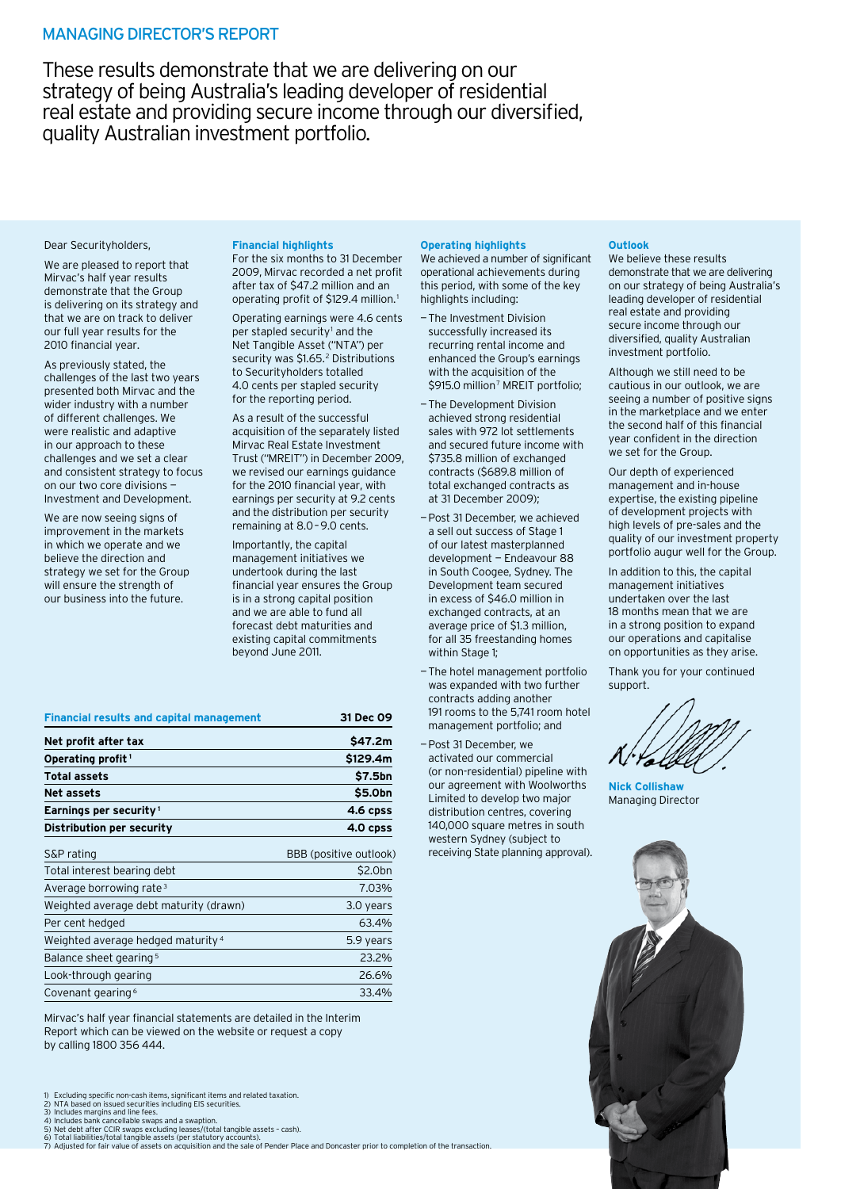# MANAGING DIRECTOR'S REPORT

## These results demonstrate that we are delivering on our strategy of being Australia's leading developer of residential real estate and providing secure income through our diversified, quality Australian investment portfolio.

Dear Securityholders,

We are pleased to report that Mirvac's half year results demonstrate that the Group is delivering on its strategy and that we are on track to deliver our full year results for the 2010 financial year.

As previously stated, the challenges of the last two years presented both Mirvac and the wider industry with a number of different challenges. We were realistic and adaptive in our approach to these challenges and we set a clear and consistent strategy to focus on our two core divisions — Investment and Development.

We are now seeing signs of improvement in the markets in which we operate and we believe the direction and strategy we set for the Group will ensure the strength of our business into the future.

### Financial highlights

For the six months to 31 December 2009, Mirvac recorded a net profit after tax of $47.2 million and an operating profit of $129.4 million.[1]

Operating earnings were 4.6 cents per stapled security[1] and the Net Tangible Asset ("NTA") per security was $1.65.[2] Distributions to Securityholders totalled 4.0 cents per stapled security for the reporting period.

As a result of the successful acquisition of the separately listed Mirvac Real Estate Investment Trust ("MREIT") in December 2009, we revised our earnings guidance for the 2010 financial year, with earnings per security at 9.2 cents and the distribution per security remaining at 8.0–9.0 cents.

Importantly, the capital management initiatives we undertook during the last financial year ensures the Group is in a strong capital position and we are able to fund all forecast debt maturities and existing capital commitments beyond June 2011.

### Operating highlights

We achieved a number of significant operational achievements during this period, with some of the key highlights including:

- The Investment Division successfully increased its recurring rental income and enhanced the Group's earnings with the acquisition of the $915.0 million[7] MREIT portfolio;
- The Development Division achieved strong residential sales with 972 lot settlements and secured future income with $735.8 million of exchanged contracts ($689.8 million of total exchanged contracts as at 31 December 2009);
- Post 31 December, we achieved a sell out success of Stage 1 of our latest masterplanned development — Endeavour 88 in South Coogee, Sydney. The Development team secured in excess of $46.0 million in exchanged contracts, at an average price of $1.3 million, for all 35 freestanding homes within Stage 1;
- The hotel management portfolio was expanded with two further contracts adding another 191 rooms to the 5,741 room hotel management portfolio; and
- Post 31 December, we activated our commercial (or non-residential) pipeline with our agreement with Woolworths Limited to develop two major distribution centres, covering 140,000 square metres in south western Sydney (subject to receiving State planning approval).

### Outlook

We believe these results demonstrate that we are delivering on our strategy of being Australia's leading developer of residential real estate and providing secure income through our diversified, quality Australian investment portfolio.

Although we still need to be cautious in our outlook, we are seeing a number of positive signs in the marketplace and we enter the second half of this financial year confident in the direction we set for the Group.

Our depth of experienced management and in-house expertise, the existing pipeline of development projects with high levels of pre-sales and the quality of our investment property portfolio augur well for the Group.

In addition to this, the capital management initiatives undertaken over the last 18 months mean that we are in a strong position to expand our operations and capitalise on opportunities as they arise.

Thank you for your continued support.

**Nick Collishaw**
Managing Director

| Financial results and capital management | 31 Dec 09 |
|---|---|
| **Net profit after tax** | **$47.2m** |
| **Operating profit[1]** | **$129.4m** |
| **Total assets** | **$7.5bn** |
| **Net assets** | **$5.0bn** |
| **Earnings per security[1]** | **4.6 cpss** |
| **Distribution per security** | **4.0 cpss** |
| S&P rating | BBB (positive outlook) |
| Total interest bearing debt | $2.0bn |
| Average borrowing rate[3] | 7.03% |
| Weighted average debt maturity (drawn) | 3.0 years |
| Per cent hedged | 63.4% |
| Weighted average hedged maturity[4] | 5.9 years |
| Balance sheet gearing[5] | 23.2% |
| Look-through gearing | 26.6% |
| Covenant gearing[6] | 33.4% |

Mirvac's half year financial statements are detailed in the Interim Report which can be viewed on the website or request a copy by calling 1800 356 444.

1) Excluding specific non-cash items, significant items and related taxation.
2) NTA based on issued securities including EIS securities.
3) Includes margins and line fees.
4) Includes bank cancellable swaps and a swaption.
5) Net debt after CCIR swaps excluding leases/(total tangible assets – cash).
6) Total liabilities/total tangible assets (per statutory accounts).
7) Adjusted for fair value of assets on acquisition and the sale of Pender Place and Doncaster prior to completion of the transaction.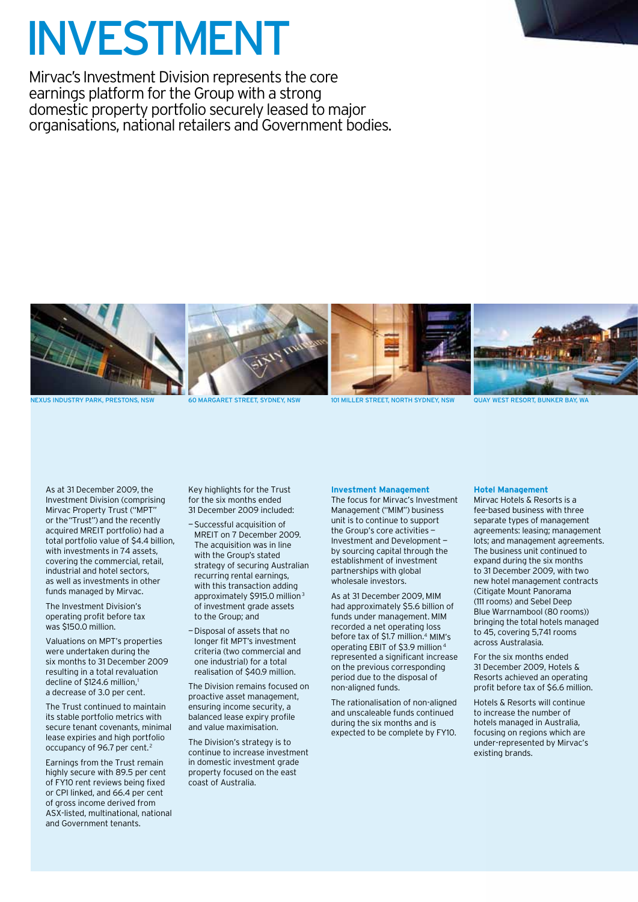# INVESTMENT

Mirvac's Investment Division represents the core earnings platform for the Group with a strong domestic property portfolio securely leased to major organisations, national retailers and Government bodies.

NEXUS INDUSTRY PARK, PRESTONS, NSW

60 MARGARET STREET, SYDNEY, NSW

101 MILLER STREET, NORTH SYDNEY, NSW

QUAY WEST RESORT, BUNKER BAY, WA

As at 31 December 2009, the Investment Division (comprising Mirvac Property Trust ("MPT" or the "Trust") and the recently acquired MREIT portfolio) had a total portfolio value of $4.4 billion, with investments in 74 assets, covering the commercial, retail, industrial and hotel sectors, as well as investments in other funds managed by Mirvac.

The Investment Division's operating profit before tax was $150.0 million.

Valuations on MPT's properties were undertaken during the six months to 31 December 2009 resulting in a total revaluation decline of $124.6 million,[1] a decrease of 3.0 per cent.

The Trust continued to maintain its stable portfolio metrics with secure tenant covenants, minimal lease expiries and high portfolio occupancy of 96.7 per cent.[2]

Earnings from the Trust remain highly secure with 89.5 per cent of FY10 rent reviews being fixed or CPI linked, and 66.4 per cent of gross income derived from ASX-listed, multinational, national and Government tenants.

Key highlights for the Trust for the six months ended 31 December 2009 included:

- Successful acquisition of MREIT on 7 December 2009. The acquisition was in line with the Group's stated strategy of securing Australian recurring rental earnings, with this transaction adding approximately $915.0 million[3] of investment grade assets to the Group; and
- Disposal of assets that no longer fit MPT's investment criteria (two commercial and one industrial) for a total realisation of $40.9 million.

The Division remains focused on proactive asset management, ensuring income security, a balanced lease expiry profile and value maximisation.

The Division's strategy is to continue to increase investment in domestic investment grade property focused on the east coast of Australia.

**Investment Management**

The focus for Mirvac's Investment Management ("MIM") business unit is to continue to support the Group's core activities — Investment and Development — by sourcing capital through the establishment of investment partnerships with global wholesale investors.

As at 31 December 2009, MIM had approximately $5.6 billion of funds under management. MIM recorded a net operating loss before tax of $1.7 million.[4] MIM's operating EBIT of $3.9 million[4] represented a significant increase on the previous corresponding period due to the disposal of non-aligned funds.

The rationalisation of non-aligned and unscaleable funds continued during the six months and is expected to be complete by FY10.

**Hotel Management**

Mirvac Hotels & Resorts is a fee-based business with three separate types of management agreements: leasing; management lots; and management agreements. The business unit continued to expand during the six months to 31 December 2009, with two new hotel management contracts (Citigate Mount Panorama (111 rooms) and Sebel Deep Blue Warrnambool (80 rooms)) bringing the total hotels managed to 45, covering 5,741 rooms across Australasia.

For the six months ended 31 December 2009, Hotels & Resorts achieved an operating profit before tax of $6.6 million.

Hotels & Resorts will continue to increase the number of hotels managed in Australia, focusing on regions which are under-represented by Mirvac's existing brands.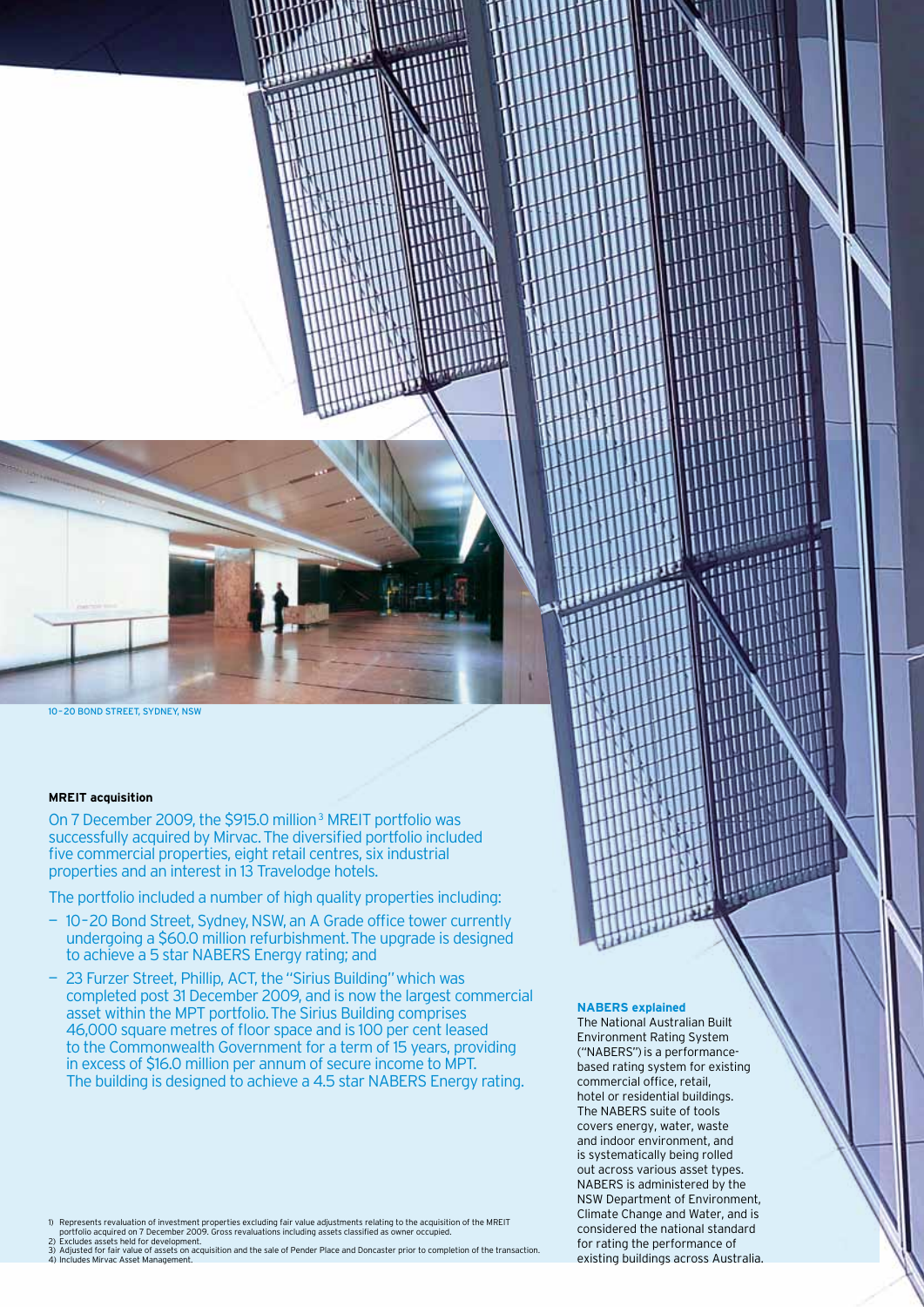10–20 BOND STREET, SYDNEY, NSW

**MREIT acquisition**

On 7 December 2009, the $915.0 million[3] MREIT portfolio was successfully acquired by Mirvac. The diversified portfolio included five commercial properties, eight retail centres, six industrial properties and an interest in 13 Travelodge hotels.

The portfolio included a number of high quality properties including:

- 10–20 Bond Street, Sydney, NSW, an A Grade office tower currently undergoing a $60.0 million refurbishment. The upgrade is designed to achieve a 5 star NABERS Energy rating; and
- 23 Furzer Street, Phillip, ACT, the "Sirius Building" which was completed post 31 December 2009, and is now the largest commercial asset within the MPT portfolio. The Sirius Building comprises 46,000 square metres of floor space and is 100 per cent leased to the Commonwealth Government for a term of 15 years, providing in excess of $16.0 million per annum of secure income to MPT. The building is designed to achieve a 4.5 star NABERS Energy rating.

**NABERS explained**

The National Australian Built Environment Rating System ("NABERS") is a performance-based rating system for existing commercial office, retail, hotel or residential buildings. The NABERS suite of tools covers energy, water, waste and indoor environment, and is systematically being rolled out across various asset types. NABERS is administered by the NSW Department of Environment, Climate Change and Water, and is considered the national standard for rating the performance of existing buildings across Australia.

1) Represents revaluation of investment properties excluding fair value adjustments relating to the acquisition of the MREIT portfolio acquired on 7 December 2009. Gross revaluations including assets classified as owner occupied.
2) Excludes assets held for development.
3) Adjusted for fair value of assets on acquisition and the sale of Pender Place and Doncaster prior to completion of the transaction.
4) Includes Mirvac Asset Management.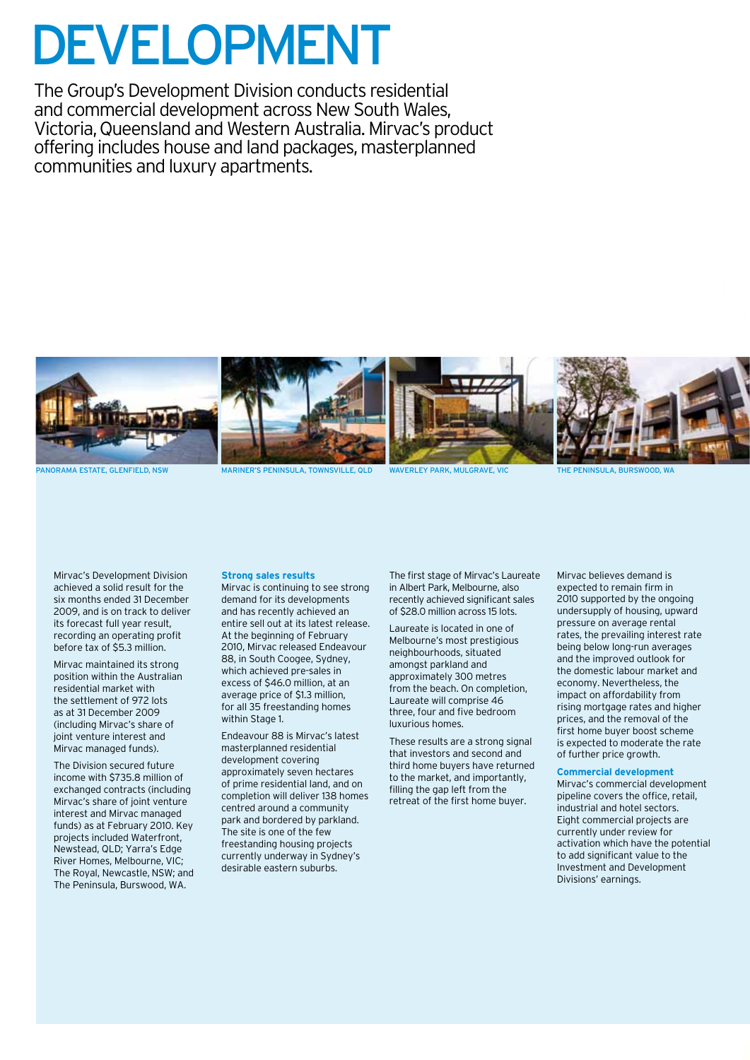# DEVELOPMENT

The Group's Development Division conducts residential and commercial development across New South Wales, Victoria, Queensland and Western Australia. Mirvac's product offering includes house and land packages, masterplanned communities and luxury apartments.

PANORAMA ESTATE, GLENFIELD, NSW

MARINER'S PENINSULA, TOWNSVILLE, QLD

WAVERLEY PARK, MULGRAVE, VIC

THE PENINSULA, BURSWOOD, WA

Mirvac's Development Division achieved a solid result for the six months ended 31 December 2009, and is on track to deliver its forecast full year result, recording an operating profit before tax of $5.3 million.

Mirvac maintained its strong position within the Australian residential market with the settlement of 972 lots as at 31 December 2009 (including Mirvac's share of joint venture interest and Mirvac managed funds).

The Division secured future income with $735.8 million of exchanged contracts (including Mirvac's share of joint venture interest and Mirvac managed funds) as at February 2010. Key projects included Waterfront, Newstead, QLD; Yarra's Edge River Homes, Melbourne, VIC; The Royal, Newcastle, NSW; and The Peninsula, Burswood, WA.

### Strong sales results

Mirvac is continuing to see strong demand for its developments and has recently achieved an entire sell out at its latest release. At the beginning of February 2010, Mirvac released Endeavour 88, in South Coogee, Sydney, which achieved pre-sales in excess of $46.0 million, at an average price of $1.3 million, for all 35 freestanding homes within Stage 1.

Endeavour 88 is Mirvac's latest masterplanned residential development covering approximately seven hectares of prime residential land, and on completion will deliver 138 homes centred around a community park and bordered by parkland. The site is one of the few freestanding housing projects currently underway in Sydney's desirable eastern suburbs.

The first stage of Mirvac's Laureate in Albert Park, Melbourne, also recently achieved significant sales of $28.0 million across 15 lots.

Laureate is located in one of Melbourne's most prestigious neighbourhoods, situated amongst parkland and approximately 300 metres from the beach. On completion, Laureate will comprise 46 three, four and five bedroom luxurious homes.

These results are a strong signal that investors and second and third home buyers have returned to the market, and importantly, filling the gap left from the retreat of the first home buyer.

Mirvac believes demand is expected to remain firm in 2010 supported by the ongoing undersupply of housing, upward pressure on average rental rates, the prevailing interest rate being below long-run averages and the improved outlook for the domestic labour market and economy. Nevertheless, the impact on affordability from rising mortgage rates and higher prices, and the removal of the first home buyer boost scheme is expected to moderate the rate of further price growth.

### Commercial development

Mirvac's commercial development pipeline covers the office, retail, industrial and hotel sectors. Eight commercial projects are currently under review for activation which have the potential to add significant value to the Investment and Development Divisions' earnings.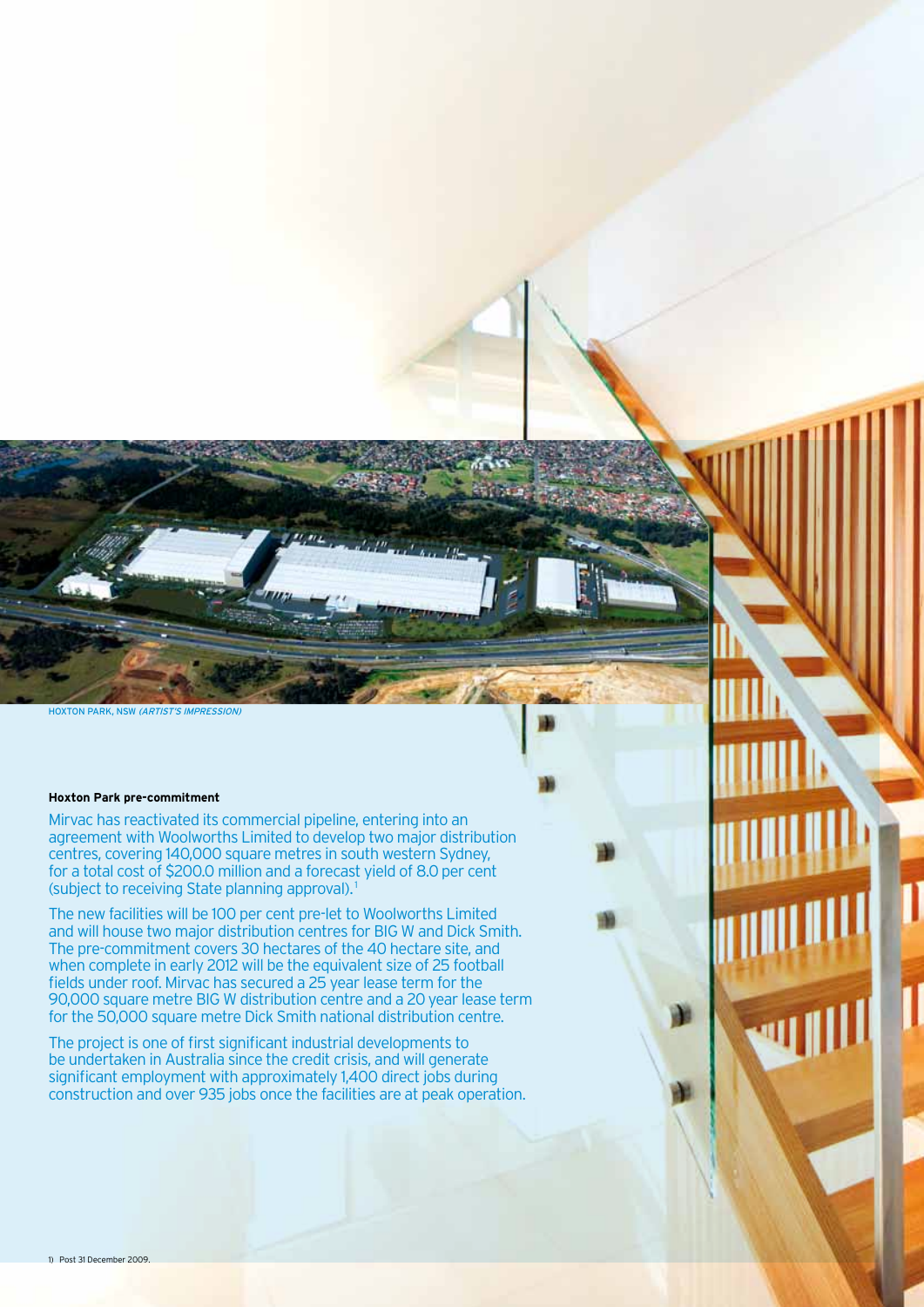HOXTON PARK, NSW *(ARTIST'S IMPRESSION)*

**Hoxton Park pre-commitment**

Mirvac has reactivated its commercial pipeline, entering into an agreement with Woolworths Limited to develop two major distribution centres, covering 140,000 square metres in south western Sydney, for a total cost of $200.0 million and a forecast yield of 8.0 per cent (subject to receiving State planning approval).[1]

The new facilities will be 100 per cent pre-let to Woolworths Limited and will house two major distribution centres for BIG W and Dick Smith. The pre-commitment covers 30 hectares of the 40 hectare site, and when complete in early 2012 will be the equivalent size of 25 football fields under roof. Mirvac has secured a 25 year lease term for the 90,000 square metre BIG W distribution centre and a 20 year lease term for the 50,000 square metre Dick Smith national distribution centre.

The project is one of first significant industrial developments to be undertaken in Australia since the credit crisis, and will generate significant employment with approximately 1,400 direct jobs during construction and over 935 jobs once the facilities are at peak operation.

1) Post 31 December 2009.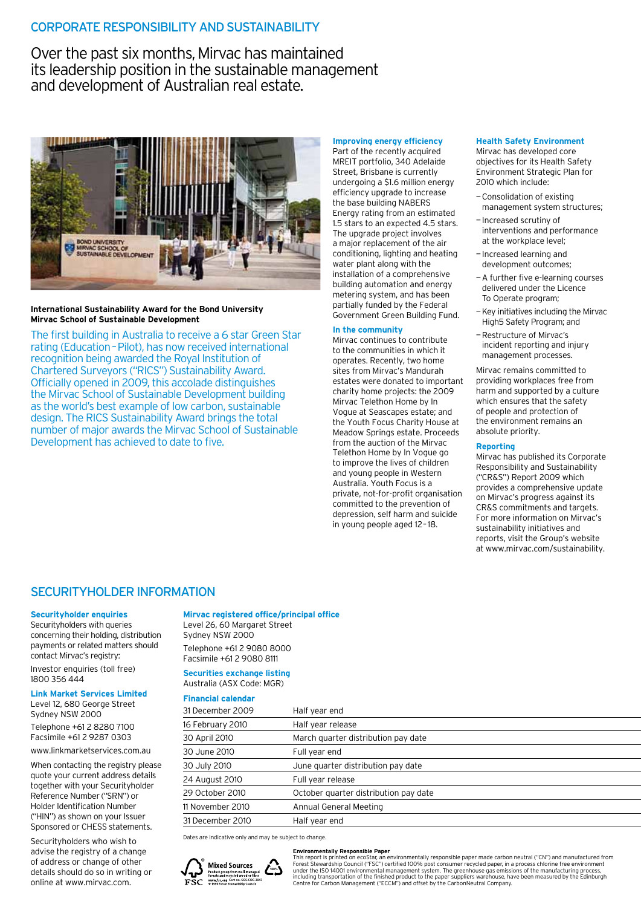# CORPORATE RESPONSIBILITY AND SUSTAINABILITY

## Over the past six months, Mirvac has maintained its leadership position in the sustainable management and development of Australian real estate.

**International Sustainability Award for the Bond University Mirvac School of Sustainable Development**

The first building in Australia to receive a 6 star Green Star rating (Education – Pilot), has now received international recognition being awarded the Royal Institution of Chartered Surveyors ("RICS") Sustainability Award. Officially opened in 2009, this accolade distinguishes the Mirvac School of Sustainable Development building as the world's best example of low carbon, sustainable design. The RICS Sustainability Award brings the total number of major awards the Mirvac School of Sustainable Development has achieved to date to five.

### Improving energy efficiency

Part of the recently acquired MREIT portfolio, 340 Adelaide Street, Brisbane is currently undergoing a $1.6 million energy efficiency upgrade to increase the base building NABERS Energy rating from an estimated 1.5 stars to an expected 4.5 stars. The upgrade project involves a major replacement of the air conditioning, lighting and heating water plant along with the installation of a comprehensive building automation and energy metering system, and has been partially funded by the Federal Government Green Building Fund.

### In the community

Mirvac continues to contribute to the communities in which it operates. Recently, two home sites from Mirvac's Mandurah estates were donated to important charity home projects: the 2009 Mirvac Telethon Home by In Vogue at Seascapes estate; and the Youth Focus Charity House at Meadow Springs estate. Proceeds from the auction of the Mirvac Telethon Home by In Vogue go to improve the lives of children and young people in Western Australia. Youth Focus is a private, not-for-profit organisation committed to the prevention of depression, self harm and suicide in young people aged 12–18.

### Health Safety Environment

Mirvac has developed core objectives for its Health Safety Environment Strategic Plan for 2010 which include:

- Consolidation of existing management system structures;
- Increased scrutiny of interventions and performance at the workplace level;
- Increased learning and development outcomes;
- A further five e-learning courses delivered under the Licence To Operate program;
- Key initiatives including the Mirvac High5 Safety Program; and
- Restructure of Mirvac's incident reporting and injury management processes.

Mirvac remains committed to providing workplaces free from harm and supported by a culture which ensures that the safety of people and protection of the environment remains an absolute priority.

### Reporting

Mirvac has published its Corporate Responsibility and Sustainability ("CR&S") Report 2009 which provides a comprehensive update on Mirvac's progress against its CR&S commitments and targets. For more information on Mirvac's sustainability initiatives and reports, visit the Group's website at www.mirvac.com/sustainability.

# SECURITYHOLDER INFORMATION

### Securityholder enquiries

Securityholders with queries concerning their holding, distribution payments or related matters should contact Mirvac's registry:

Investor enquiries (toll free)
1800 356 444

### Link Market Services Limited

Level 12, 680 George Street
Sydney NSW 2000

Telephone +61 2 8280 7100
Facsimile +61 2 9287 0303

www.linkmarketservices.com.au

When contacting the registry please quote your current address details together with your Securityholder Reference Number ("SRN") or Holder Identification Number ("HIN") as shown on your Issuer Sponsored or CHESS statements.

Securityholders who wish to advise the registry of a change of address or change of other details should do so in writing or online at www.mirvac.com.

### Mirvac registered office/principal office

Level 26, 60 Margaret Street
Sydney NSW 2000

Telephone +61 2 9080 8000
Facsimile +61 2 9080 8111

### Securities exchange listing

Australia (ASX Code: MGR)

### Financial calendar

| | |
|---|---|
| 31 December 2009 | Half year end |
| 16 February 2010 | Half year release |
| 30 April 2010 | March quarter distribution pay date |
| 30 June 2010 | Full year end |
| 30 July 2010 | June quarter distribution pay date |
| 24 August 2010 | Full year release |
| 29 October 2010 | October quarter distribution pay date |
| 11 November 2010 | Annual General Meeting |
| 31 December 2010 | Half year end |

Dates are indicative only and may be subject to change.

Mixed Sources
Product group from well-managed forests and recycled wood or fiber
www.fsc.org Cert no. SGS-COC-3047
© 1996 Forest Stewardship Council

**Environmentally Responsible Paper**
This report is printed on ecoStar, an environmentally responsible paper made carbon neutral ("CN") and manufactured from Forest Stewardship Council ("FSC") certified 100% post consumer recycled paper, in a process chlorine free environment under the ISO 14001 environmental management system. The greenhouse gas emissions of the manufacturing process, including transportation of the finished product to the paper suppliers warehouse, have been measured by the Edinburgh Centre for Carbon Management ("ECCM") and offset by the CarbonNeutral Company.